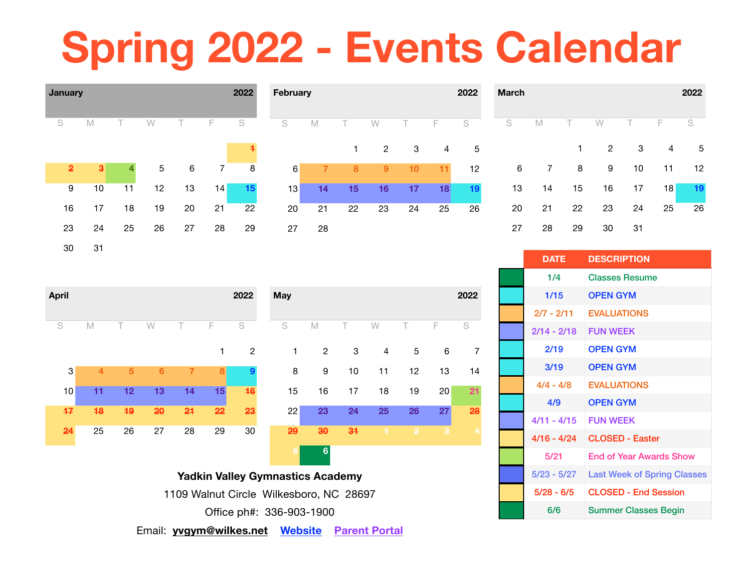# Spring 2022 - Events Calendar

## January 2022

| S | M | T | W | T | F | S |
|---|---|---|---|---|---|---|
| | | | | | | ~~1~~ |
| ~~2~~ | ~~3~~ | 4 | 5 | 6 | 7 | 8 |
| 9 | 10 | 11 | 12 | 13 | 14 | 15 |
| 16 | 17 | 18 | 19 | 20 | 21 | 22 |
| 23 | 24 | 25 | 26 | 27 | 28 | 29 |
| 30 | 31 | | | | | |

## February 2022

| S | M | T | W | T | F | S |
|---|---|---|---|---|---|---|
| | | 1 | 2 | 3 | 4 | 5 |
| 6 | 7 | 8 | 9 | 10 | 11 | 12 |
| 13 | 14 | 15 | 16 | 17 | 18 | 19 |
| 20 | 21 | 22 | 23 | 24 | 25 | 26 |
| 27 | 28 | | | | | |

## March 2022

| S | M | T | W | T | F | S |
|---|---|---|---|---|---|---|
| | | 1 | 2 | 3 | 4 | 5 |
| 6 | 7 | 8 | 9 | 10 | 11 | 12 |
| 13 | 14 | 15 | 16 | 17 | 18 | 19 |
| 20 | 21 | 22 | 23 | 24 | 25 | 26 |
| 27 | 28 | 29 | 30 | 31 | | |

## April 2022

| S | M | T | W | T | F | S |
|---|---|---|---|---|---|---|
| | | | | | 1 | 2 |
| 3 | 4 | 5 | 6 | 7 | 8 | 9 |
| 10 | 11 | 12 | 13 | 14 | 15 | ~~16~~ |
| ~~17~~ | ~~18~~ | ~~19~~ | ~~20~~ | ~~21~~ | ~~22~~ | ~~23~~ |
| ~~24~~ | 25 | 26 | 27 | 28 | 29 | 30 |

## May 2022

| S | M | T | W | T | F | S |
|---|---|---|---|---|---|---|
| 1 | 2 | 3 | 4 | 5 | 6 | 7 |
| 8 | 9 | 10 | 11 | 12 | 13 | 14 |
| 15 | 16 | 17 | 18 | 19 | 20 | 21 |
| 22 | 23 | 24 | 25 | 26 | 27 | ~~28~~ |
| ~~29~~ | ~~30~~ | ~~31~~ | ~~1~~ | ~~2~~ | ~~3~~ | ~~4~~ |
| ~~5~~ | 6 | | | | | |

| DATE | DESCRIPTION |
|---|---|
| 1/4 | Classes Resume |
| 1/15 | OPEN GYM |
| 2/7 - 2/11 | EVALUATIONS |
| 2/14 - 2/18 | FUN WEEK |
| 2/19 | OPEN GYM |
| 3/19 | OPEN GYM |
| 4/4 - 4/8 | EVALUATIONS |
| 4/9 | OPEN GYM |
| 4/11 - 4/15 | FUN WEEK |
| 4/16 - 4/24 | CLOSED - Easter |
| 5/21 | End of Year Awards Show |
| 5/23 - 5/27 | Last Week of Spring Classes |
| 5/28 - 6/5 | CLOSED - End Session |
| 6/6 | Summer Classes Begin |

**Yadkin Valley Gymnastics Academy**

1109 Walnut Circle Wilkesboro, NC 28697

Office ph#: 336-903-1900

Email: **yvgym@wilkes.net** **Website** **Parent Portal**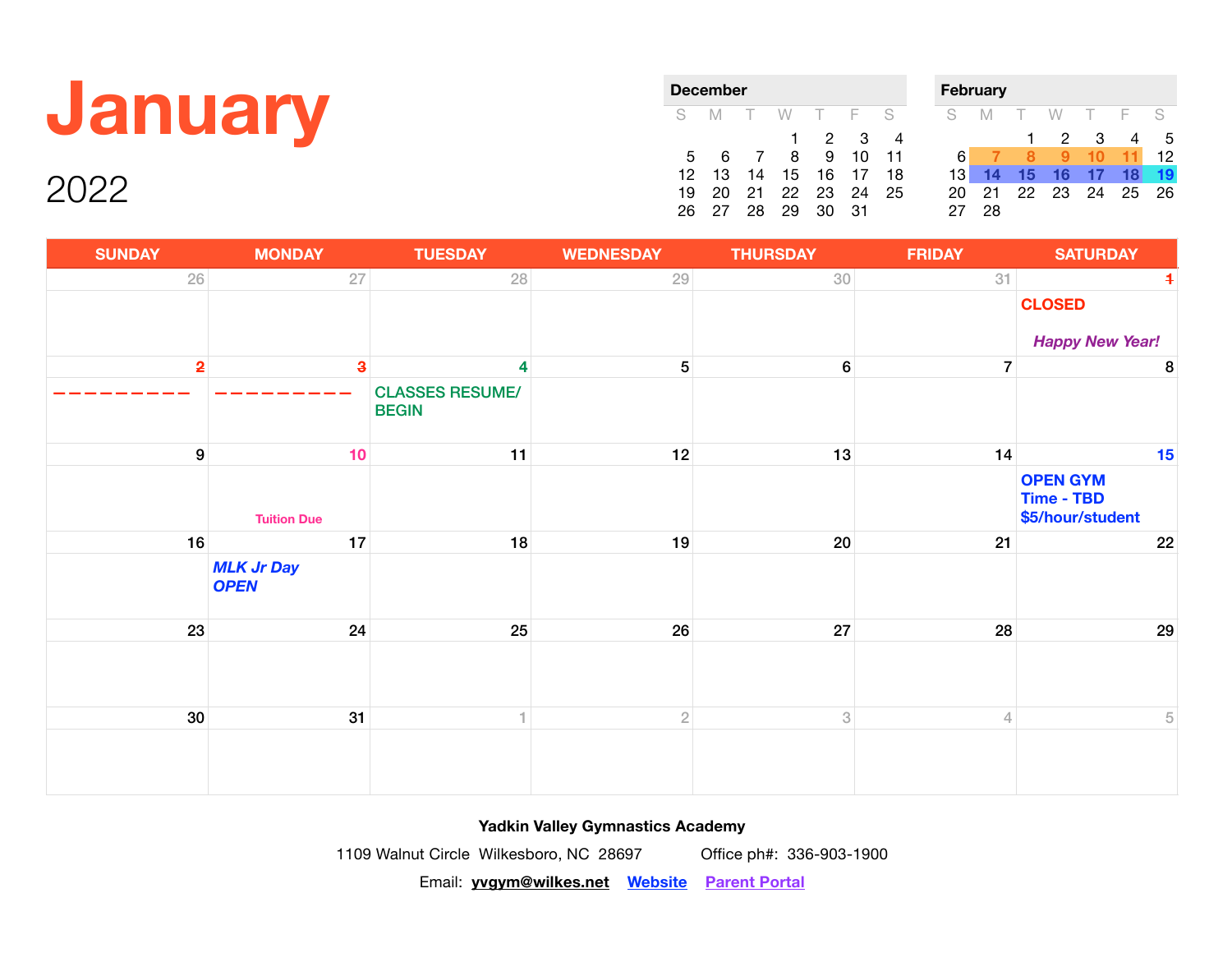# January

## 2022

**December**

| S | M | T | W | T | F | S |
|---|---|---|---|---|---|---|
| | | | 1 | 2 | 3 | 4 |
| 5 | 6 | 7 | 8 | 9 | 10 | 11 |
| 12 | 13 | 14 | 15 | 16 | 17 | 18 |
| 19 | 20 | 21 | 22 | 23 | 24 | 25 |
| 26 | 27 | 28 | 29 | 30 | 31 | |

**February**

| S | M | T | W | T | F | S |
|---|---|---|---|---|---|---|
| | | 1 | 2 | 3 | 4 | 5 |
| 6 | 7 | 8 | 9 | 10 | 11 | 12 |
| 13 | 14 | 15 | 16 | 17 | 18 | 19 |
| 20 | 21 | 22 | 23 | 24 | 25 | 26 |
| 27 | 28 | | | | | |

| SUNDAY | MONDAY | TUESDAY | WEDNESDAY | THURSDAY | FRIDAY | SATURDAY |
|---|---|---|---|---|---|---|
| 26 | 27 | 28 | 29 | 30 | 31 | ~~1~~ CLOSED *Happy New Year!* |
| ~~2~~ – – – – – – – – – | ~~3~~ – – – – – – – – – | 4 CLASSES RESUME/ BEGIN | 5 | 6 | 7 | 8 |
| 9 | 10 Tuition Due | 11 | 12 | 13 | 14 | 15 **OPEN GYM Time - TBD $5/hour/student** |
| 16 | 17 ***MLK Jr Day OPEN*** | 18 | 19 | 20 | 21 | 22 |
| 23 | 24 | 25 | 26 | 27 | 28 | 29 |
| 30 | 31 | 1 | 2 | 3 | 4 | 5 |

**Yadkin Valley Gymnastics Academy**

1109 Walnut Circle Wilkesboro, NC 28697 Office ph#: 336-903-1900

Email: **yvgym@wilkes.net** **Website** **Parent Portal**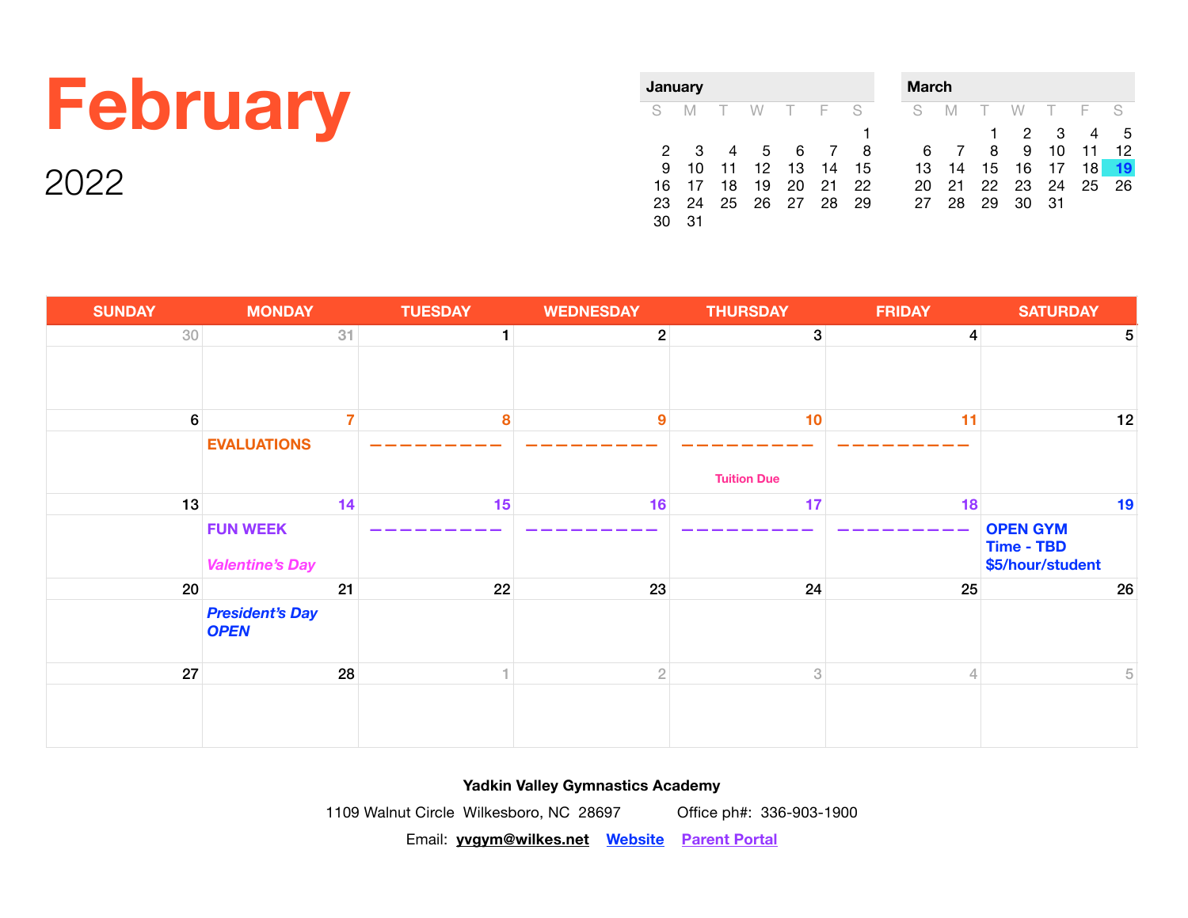# February

2022

| January | | | | | | |
|---|---|---|---|---|---|---|
| S | M | T | W | T | F | S |
| | | | | | | 1 |
| 2 | 3 | 4 | 5 | 6 | 7 | 8 |
| 9 | 10 | 11 | 12 | 13 | 14 | 15 |
| 16 | 17 | 18 | 19 | 20 | 21 | 22 |
| 23 | 24 | 25 | 26 | 27 | 28 | 29 |
| 30 | 31 | | | | | |

| March | | | | | | |
|---|---|---|---|---|---|---|
| S | M | T | W | T | F | S |
| | | 1 | 2 | 3 | 4 | 5 |
| 6 | 7 | 8 | 9 | 10 | 11 | 12 |
| 13 | 14 | 15 | 16 | 17 | 18 | 19 |
| 20 | 21 | 22 | 23 | 24 | 25 | 26 |
| 27 | 28 | 29 | 30 | 31 | | |

| SUNDAY | MONDAY | TUESDAY | WEDNESDAY | THURSDAY | FRIDAY | SATURDAY |
|---|---|---|---|---|---|---|
| 30 | 31 | 1 | 2 | 3 | 4 | 5 |
| 6 | 7 **EVALUATIONS** | 8 ––––––––– | 9 ––––––––– | 10 ––––––––– Tuition Due | 11 ––––––––– | 12 |
| 13 | 14 **FUN WEEK** *Valentine's Day* | 15 ––––––––– | 16 ––––––––– | 17 ––––––––– | 18 ––––––––– | 19 **OPEN GYM Time - TBD $5/hour/student** |
| 20 | 21 ***President's Day OPEN*** | 22 | 23 | 24 | 25 | 26 |
| 27 | 28 | 1 | 2 | 3 | 4 | 5 |

**Yadkin Valley Gymnastics Academy**

1109 Walnut Circle Wilkesboro, NC 28697 Office ph#: 336-903-1900

Email: **yvgym@wilkes.net** **Website** **Parent Portal**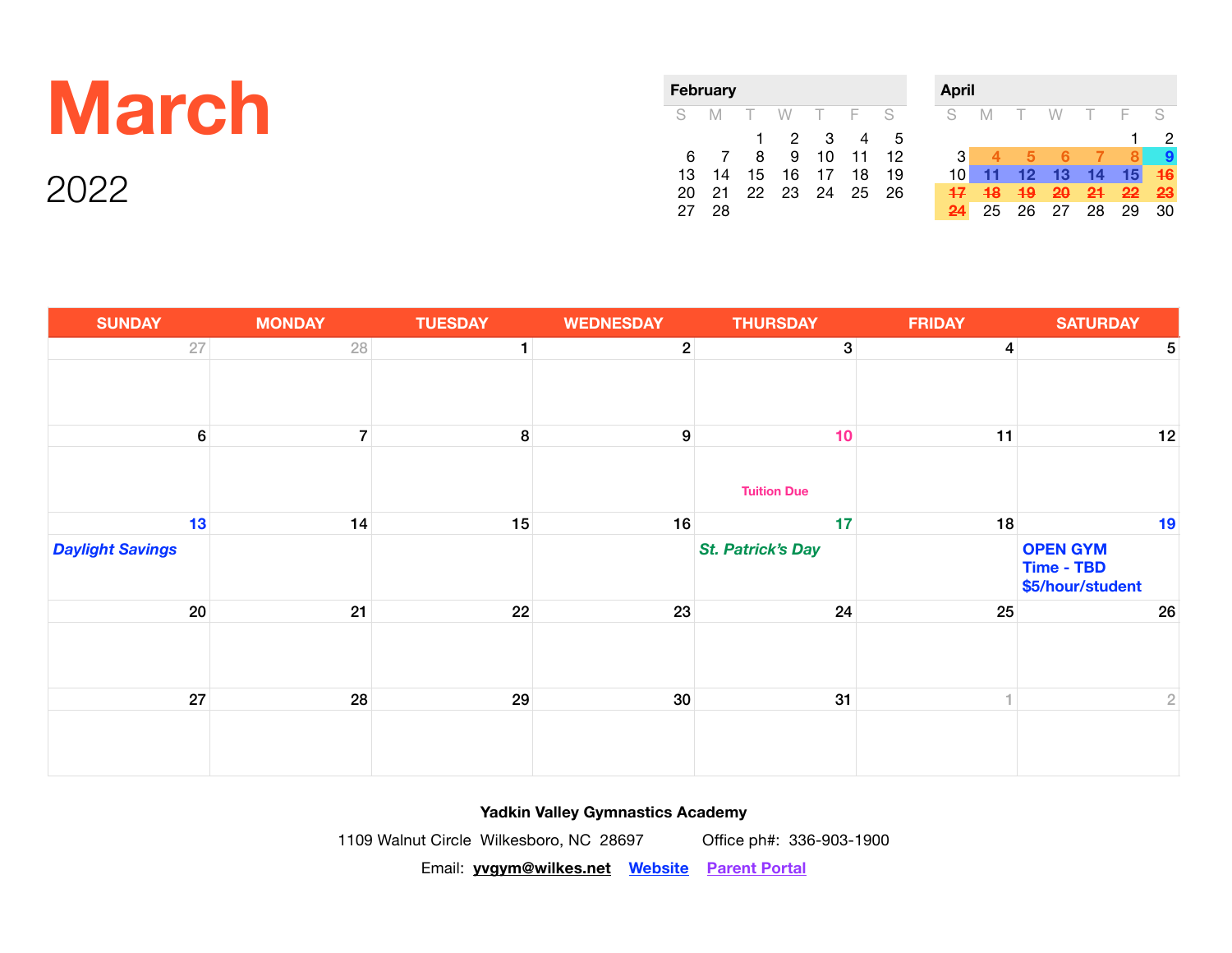# March

## 2022

**February**

| S | M | T | W | T | F | S |
|---|---|---|---|---|---|---|
| | | 1 | 2 | 3 | 4 | 5 |
| 6 | 7 | 8 | 9 | 10 | 11 | 12 |
| 13 | 14 | 15 | 16 | 17 | 18 | 19 |
| 20 | 21 | 22 | 23 | 24 | 25 | 26 |
| 27 | 28 | | | | | |

**April**

| S | M | T | W | T | F | S |
|---|---|---|---|---|---|---|
| | | | | | 1 | 2 |
| 3 | 4 | 5 | 6 | 7 | 8 | 9 |
| 10 | 11 | 12 | 13 | 14 | 15 | ~~16~~ |
| ~~17~~ | ~~18~~ | ~~19~~ | ~~20~~ | ~~21~~ | ~~22~~ | ~~23~~ |
| ~~24~~ | 25 | 26 | 27 | 28 | 29 | 30 |

| SUNDAY | MONDAY | TUESDAY | WEDNESDAY | THURSDAY | FRIDAY | SATURDAY |
|---|---|---|---|---|---|---|
| 27 | 28 | 1 | 2 | 3 | 4 | 5 |
| 6 | 7 | 8 | 9 | 10<br>Tuition Due | 11 | 12 |
| 13<br>***Daylight Savings*** | 14 | 15 | 16 | 17<br>***St. Patrick's Day*** | 18 | 19<br>**OPEN GYM<br>Time - TBD<br>$5/hour/student** |
| 20 | 21 | 22 | 23 | 24 | 25 | 26 |
| 27 | 28 | 29 | 30 | 31 | 1 | 2 |

**Yadkin Valley Gymnastics Academy**

1109 Walnut Circle Wilkesboro, NC 28697 Office ph#: 336-903-1900

Email: **yvgym@wilkes.net** **Website** **Parent Portal**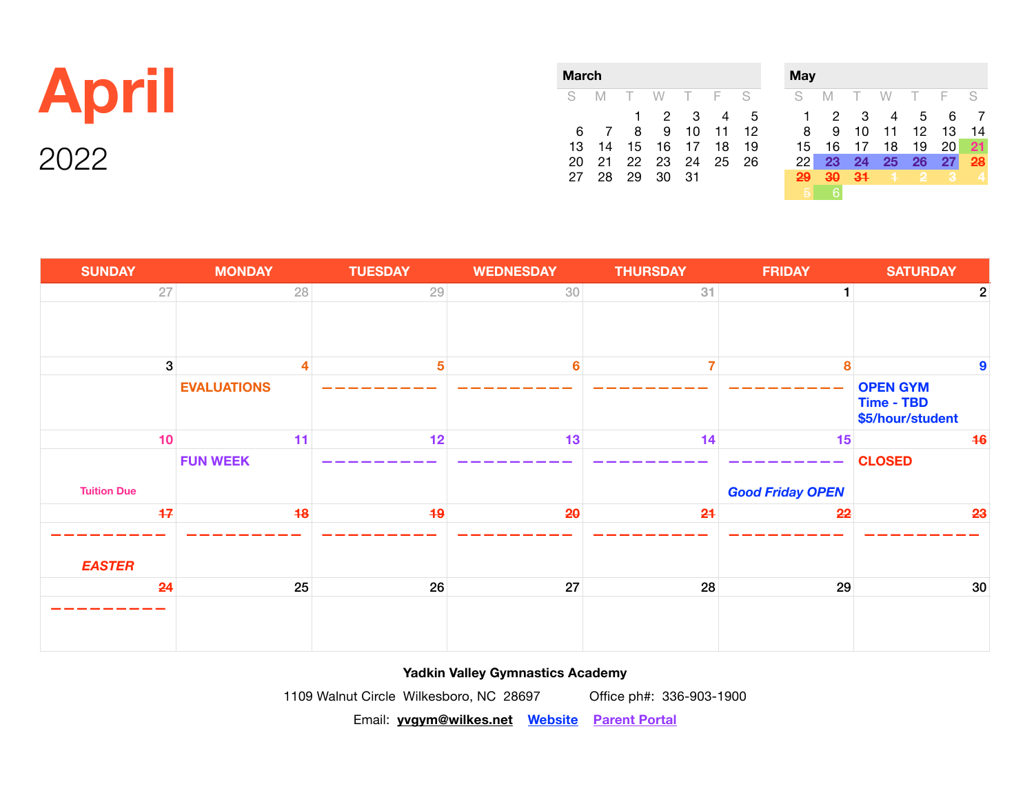# April

## 2022

**March**

| S | M | T | W | T | F | S |
|---|---|---|---|---|---|---|
| | | 1 | 2 | 3 | 4 | 5 |
| 6 | 7 | 8 | 9 | 10 | 11 | 12 |
| 13 | 14 | 15 | 16 | 17 | 18 | 19 |
| 20 | 21 | 22 | 23 | 24 | 25 | 26 |
| 27 | 28 | 29 | 30 | 31 | | |

**May**

| S | M | T | W | T | F | S |
|---|---|---|---|---|---|---|
| 1 | 2 | 3 | 4 | 5 | 6 | 7 |
| 8 | 9 | 10 | 11 | 12 | 13 | 14 |
| 15 | 16 | 17 | 18 | 19 | 20 | 21 |
| 22 | 23 | 24 | 25 | 26 | 27 | ~~28~~ |
| ~~29~~ | ~~30~~ | ~~31~~ | ~~1~~ | ~~2~~ | ~~3~~ | 4 |
| 5 | 6 | | | | | |

| SUNDAY | MONDAY | TUESDAY | WEDNESDAY | THURSDAY | FRIDAY | SATURDAY |
|---|---|---|---|---|---|---|
| 27 | 28 | 29 | 30 | 31 | 1 | 2 |
| 3 | 4 EVALUATIONS | 5 ––––––––– | 6 ––––––––– | 7 ––––––––– | 8 ––––––––– | 9 OPEN GYM Time - TBD $5/hour/student |
| 10 Tuition Due | 11 FUN WEEK | 12 ––––––––– | 13 ––––––––– | 14 ––––––––– | 15 ––––––––– *Good Friday OPEN* | ~~16~~ CLOSED |
| ~~17~~ ––––––––– *EASTER* | ~~18~~ ––––––––– | ~~19~~ ––––––––– | ~~20~~ ––––––––– | ~~21~~ ––––––––– | ~~22~~ ––––––––– | ~~23~~ ––––––––– |
| ~~24~~ ––––––––– | 25 | 26 | 27 | 28 | 29 | 30 |

**Yadkin Valley Gymnastics Academy**

1109 Walnut Circle Wilkesboro, NC 28697 Office ph#: 336-903-1900

Email: **yvgym@wilkes.net** Website Parent Portal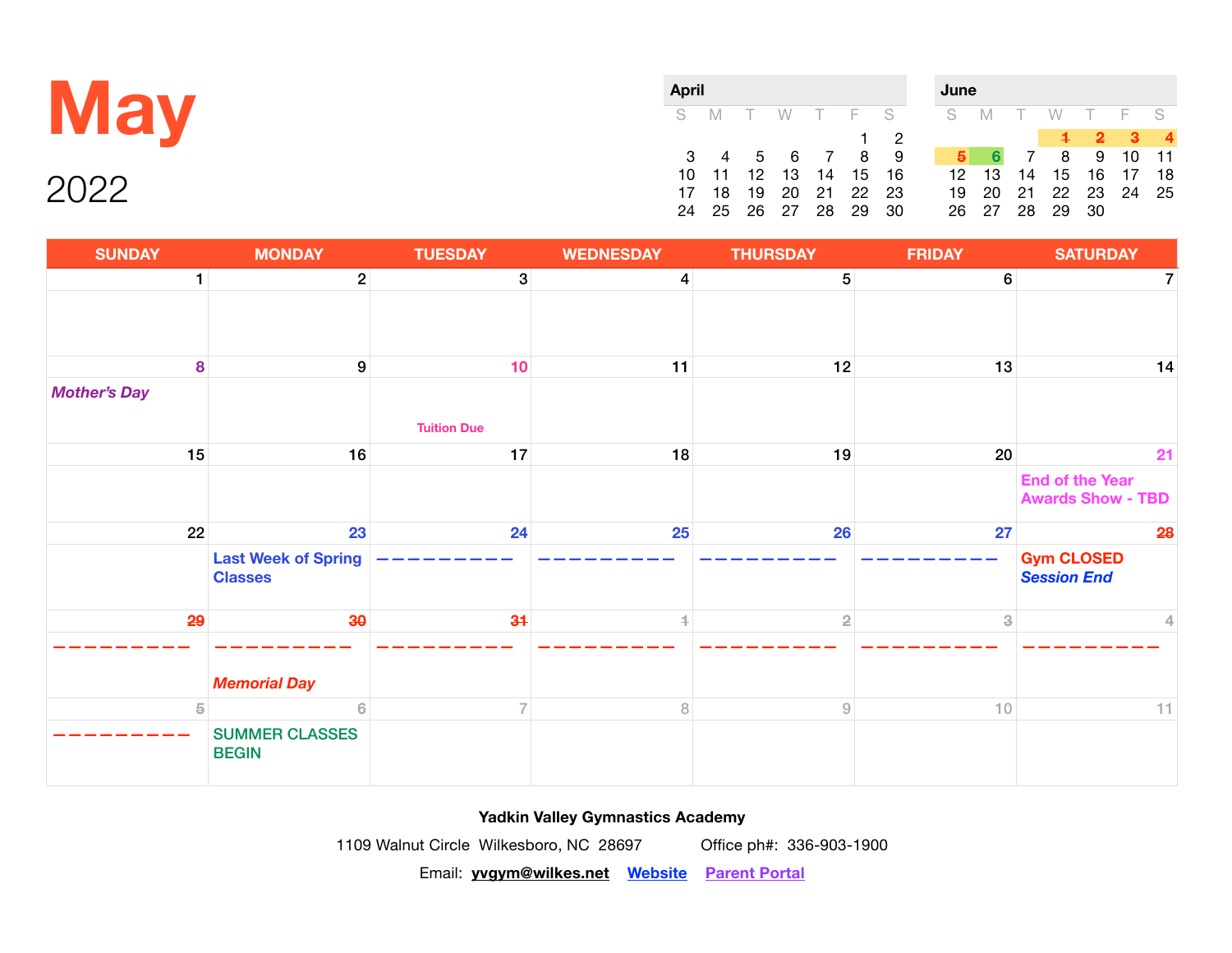# May

2022

**April**

| S | M | T | W | T | F | S |
|---|---|---|---|---|---|---|
| | | | | | 1 | 2 |
| 3 | 4 | 5 | 6 | 7 | 8 | 9 |
| 10 | 11 | 12 | 13 | 14 | 15 | 16 |
| 17 | 18 | 19 | 20 | 21 | 22 | 23 |
| 24 | 25 | 26 | 27 | 28 | 29 | 30 |

**June**

| S | M | T | W | T | F | S |
|---|---|---|---|---|---|---|
| | | | ~~1~~ | ~~2~~ | ~~3~~ | ~~4~~ |
| ~~5~~ | 6 | 7 | 8 | 9 | 10 | 11 |
| 12 | 13 | 14 | 15 | 16 | 17 | 18 |
| 19 | 20 | 21 | 22 | 23 | 24 | 25 |
| 26 | 27 | 28 | 29 | 30 | | |

| SUNDAY | MONDAY | TUESDAY | WEDNESDAY | THURSDAY | FRIDAY | SATURDAY |
|---|---|---|---|---|---|---|
| 1 | 2 | 3 | 4 | 5 | 6 | 7 |
| 8 *Mother's Day* | 9 | 10 Tuition Due | 11 | 12 | 13 | 14 |
| 15 | 16 | 17 | 18 | 19 | 20 | 21 End of the Year Awards Show - TBD |
| 22 | 23 Last Week of Spring Classes | 24 ---------- | 25 ---------- | 26 ---------- | 27 ---------- | ~~28~~ Gym CLOSED *Session End* |
| ~~29~~ ---------- | ~~30~~ ---------- *Memorial Day* | ~~31~~ ---------- | ~~1~~ ---------- | ~~2~~ ---------- | ~~3~~ ---------- | 4 ---------- |
| ~~5~~ ---------- | 6 SUMMER CLASSES BEGIN | 7 | 8 | 9 | 10 | 11 |

**Yadkin Valley Gymnastics Academy**

1109 Walnut Circle Wilkesboro, NC 28697 Office ph#: 336-903-1900

Email: **yvgym@wilkes.net** **Website** **Parent Portal**